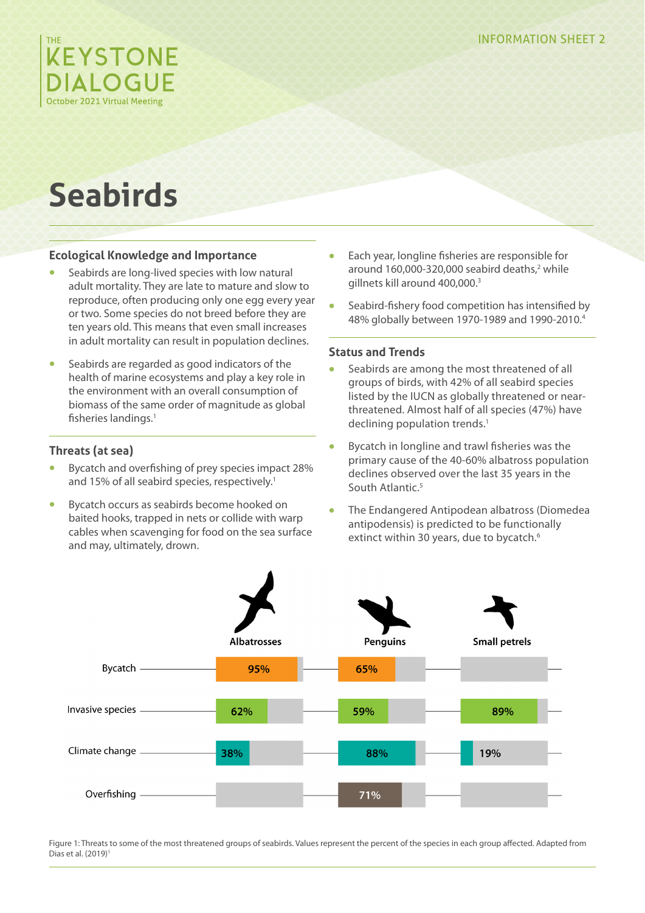# Seabirds

## Ecological Knowledge and Importance

- Seabirds are long-lived species with low natural adult mortality. They are late to mature and slow to reproduce, often producing only one egg every year or two. Some species do not breed before they are ten years old. This means that even small increases in adult mortality can result in population declines.
- Seabirds are regarded as good indicators of the health of marine ecosystems and play a key role in the environment with an overall consumption of biomass of the same order of magnitude as global fisheries landings.[1]

## Threats (at sea)

- Bycatch and overfishing of prey species impact 28% and 15% of all seabird species, respectively.[1]
- Bycatch occurs as seabirds become hooked on baited hooks, trapped in nets or collide with warp cables when scavenging for food on the sea surface and may, ultimately, drown.
- Each year, longline fisheries are responsible for around 160,000-320,000 seabird deaths,[2] while gillnets kill around 400,000.[3]
- Seabird-fishery food competition has intensified by 48% globally between 1970-1989 and 1990-2010.[4]

## Status and Trends

- Seabirds are among the most threatened of all groups of birds, with 42% of all seabird species listed by the IUCN as globally threatened or near-threatened. Almost half of all species (47%) have declining population trends.[1]
- Bycatch in longline and trawl fisheries was the primary cause of the 40-60% albatross population declines observed over the last 35 years in the South Atlantic.[5]
- The Endangered Antipodean albatross (Diomedea antipodensis) is predicted to be functionally extinct within 30 years, due to bycatch.[6]

| | Albatrosses | Penguins | Small petrels |
|---|---|---|---|
| Bycatch | 95% | 65% | |
| Invasive species | 62% | 59% | 89% |
| Climate change | 38% | 88% | 19% |
| Overfishing | | 71% | |

Figure 1: Threats to some of the most threatened groups of seabirds. Values represent the percent of the species in each group affected. Adapted from Dias et al. (2019)[1]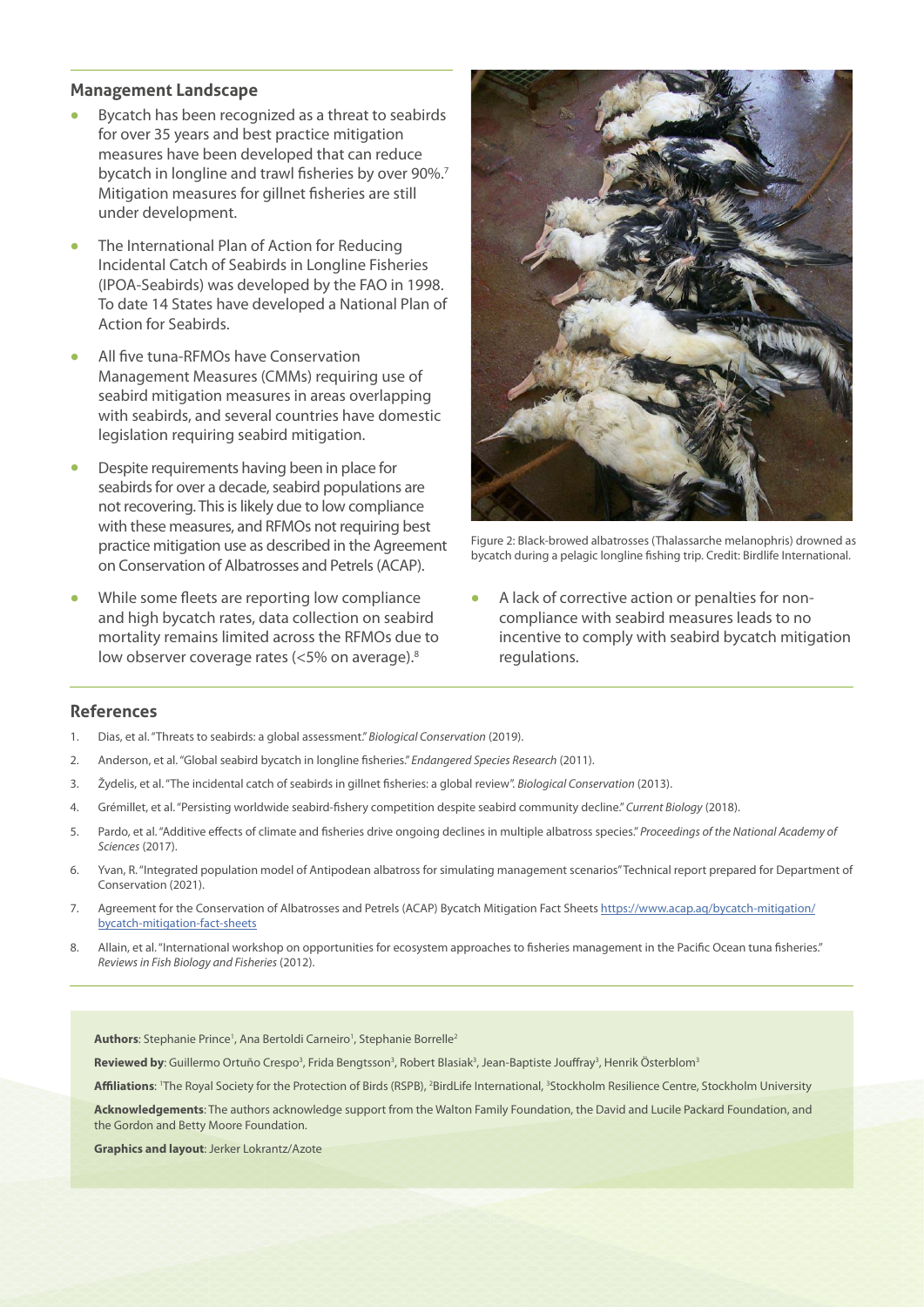## Management Landscape

- Bycatch has been recognized as a threat to seabirds for over 35 years and best practice mitigation measures have been developed that can reduce bycatch in longline and trawl fisheries by over 90%.[7] Mitigation measures for gillnet fisheries are still under development.
- The International Plan of Action for Reducing Incidental Catch of Seabirds in Longline Fisheries (IPOA-Seabirds) was developed by the FAO in 1998. To date 14 States have developed a National Plan of Action for Seabirds.
- All five tuna-RFMOs have Conservation Management Measures (CMMs) requiring use of seabird mitigation measures in areas overlapping with seabirds, and several countries have domestic legislation requiring seabird mitigation.
- Despite requirements having been in place for seabirds for over a decade, seabird populations are not recovering. This is likely due to low compliance with these measures, and RFMOs not requiring best practice mitigation use as described in the Agreement on Conservation of Albatrosses and Petrels (ACAP).
- While some fleets are reporting low compliance and high bycatch rates, data collection on seabird mortality remains limited across the RFMOs due to low observer coverage rates (<5% on average).[8]

Figure 2: Black-browed albatrosses (Thalassarche melanophris) drowned as bycatch during a pelagic longline fishing trip. Credit: Birdlife International.

- A lack of corrective action or penalties for non-compliance with seabird measures leads to no incentive to comply with seabird bycatch mitigation regulations.

## References

1. Dias, et al. "Threats to seabirds: a global assessment." *Biological Conservation* (2019).
2. Anderson, et al. "Global seabird bycatch in longline fisheries." *Endangered Species Research* (2011).
3. Žydelis, et al. "The incidental catch of seabirds in gillnet fisheries: a global review". *Biological Conservation* (2013).
4. Grémillet, et al. "Persisting worldwide seabird-fishery competition despite seabird community decline." *Current Biology* (2018).
5. Pardo, et al. "Additive effects of climate and fisheries drive ongoing declines in multiple albatross species." *Proceedings of the National Academy of Sciences* (2017).
6. Yvan, R. "Integrated population model of Antipodean albatross for simulating management scenarios" Technical report prepared for Department of Conservation (2021).
7. Agreement for the Conservation of Albatrosses and Petrels (ACAP) Bycatch Mitigation Fact Sheets https://www.acap.aq/bycatch-mitigation/bycatch-mitigation-fact-sheets
8. Allain, et al. "International workshop on opportunities for ecosystem approaches to fisheries management in the Pacific Ocean tuna fisheries." *Reviews in Fish Biology and Fisheries* (2012).

**Authors**: Stephanie Prince[1], Ana Bertoldi Carneiro[1], Stephanie Borrelle[2]

**Reviewed by**: Guillermo Ortuño Crespo[3], Frida Bengtsson[3], Robert Blasiak[3], Jean-Baptiste Jouffray[3], Henrik Österblom[3]

**Affiliations**: [1]The Royal Society for the Protection of Birds (RSPB), [2]BirdLife International, [3]Stockholm Resilience Centre, Stockholm University

**Acknowledgements**: The authors acknowledge support from the Walton Family Foundation, the David and Lucile Packard Foundation, and the Gordon and Betty Moore Foundation.

**Graphics and layout**: Jerker Lokrantz/Azote